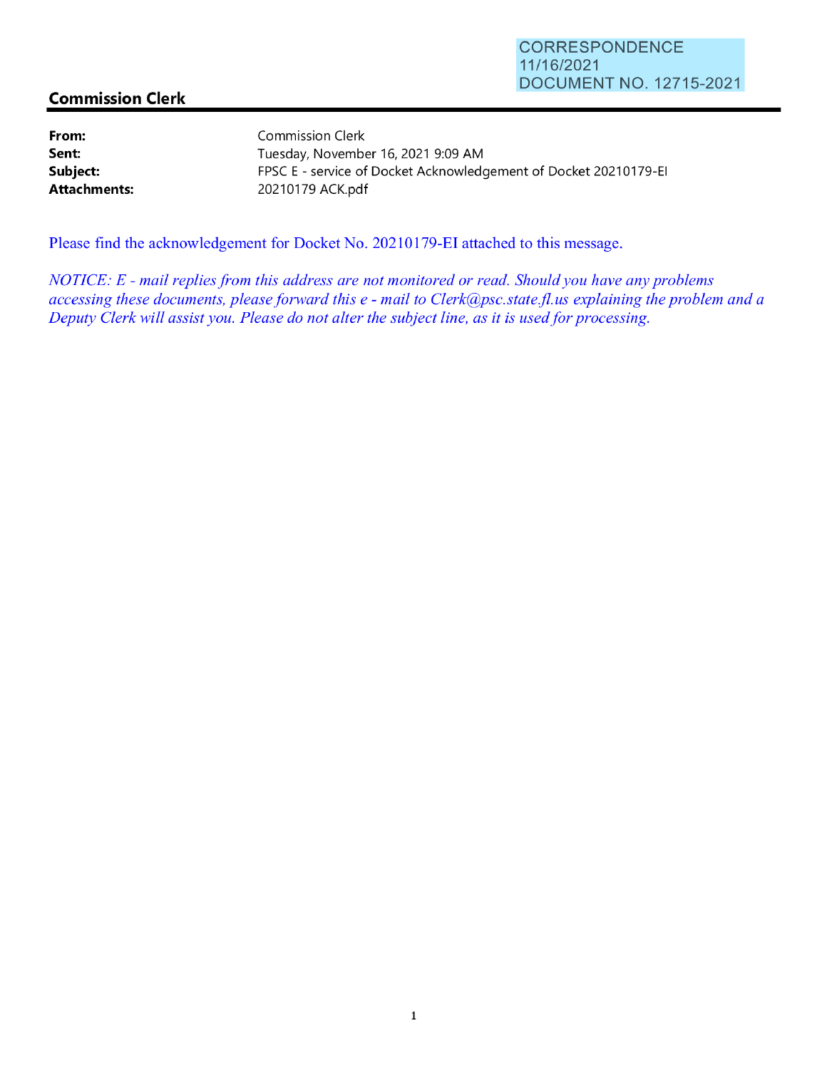CORRESPONDENCE
11/16/2021
DOCUMENT NO. 12715-2021

## Commission Clerk

| | |
|---|---|
| **From:** | Commission Clerk |
| **Sent:** | Tuesday, November 16, 2021 9:09 AM |
| **Subject:** | FPSC E - service of Docket Acknowledgement of Docket 20210179-EI |
| **Attachments:** | 20210179 ACK.pdf |

Please find the acknowledgement for Docket No. 20210179-EI attached to this message.

*NOTICE: E - mail replies from this address are not monitored or read. Should you have any problems accessing these documents, please forward this e - mail to Clerk@psc.state.fl.us explaining the problem and a Deputy Clerk will assist you. Please do not alter the subject line, as it is used for processing.*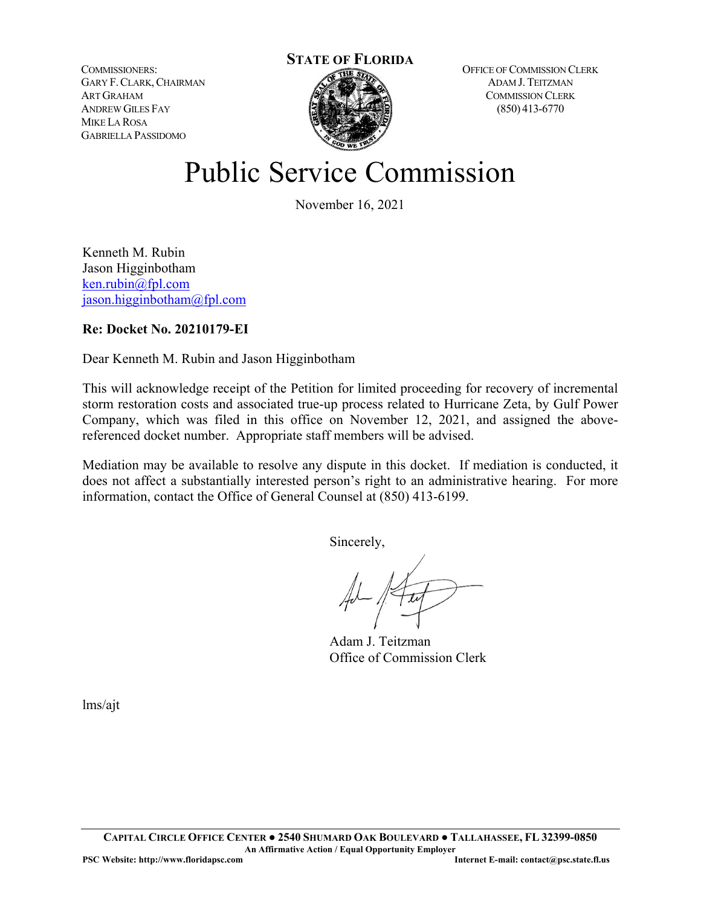COMMISSIONERS:
GARY F. CLARK, CHAIRMAN
ART GRAHAM
ANDREW GILES FAY
MIKE LA ROSA
GABRIELLA PASSIDOMO

**STATE OF FLORIDA**

OFFICE OF COMMISSION CLERK
ADAM J. TEITZMAN
COMMISSION CLERK
(850) 413-6770

# Public Service Commission

November 16, 2021

Kenneth M. Rubin
Jason Higginbotham
ken.rubin@fpl.com
jason.higginbotham@fpl.com

**Re: Docket No. 20210179-EI**

Dear Kenneth M. Rubin and Jason Higginbotham

This will acknowledge receipt of the Petition for limited proceeding for recovery of incremental storm restoration costs and associated true-up process related to Hurricane Zeta, by Gulf Power Company, which was filed in this office on November 12, 2021, and assigned the above-referenced docket number. Appropriate staff members will be advised.

Mediation may be available to resolve any dispute in this docket. If mediation is conducted, it does not affect a substantially interested person's right to an administrative hearing. For more information, contact the Office of General Counsel at (850) 413-6199.

Sincerely,

Adam J. Teitzman
Office of Commission Clerk

lms/ajt

**CAPITAL CIRCLE OFFICE CENTER ● 2540 SHUMARD OAK BOULEVARD ● TALLAHASSEE, FL 32399-0850**
**An Affirmative Action / Equal Opportunity Employer**
**PSC Website: http://www.floridapsc.com** **Internet E-mail: contact@psc.state.fl.us**